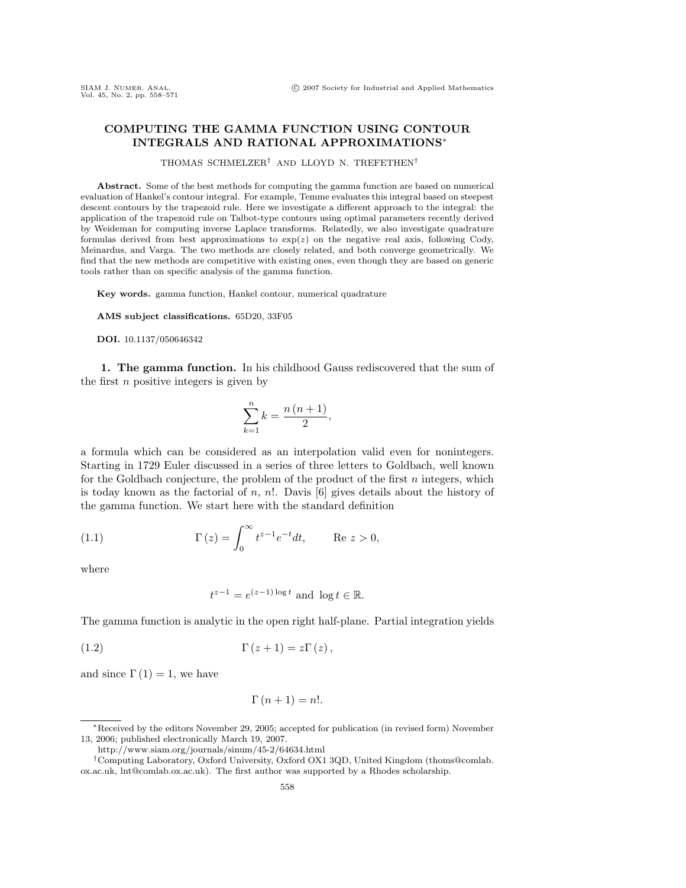# COMPUTING THE GAMMA FUNCTION USING CONTOUR INTEGRALS AND RATIONAL APPROXIMATIONS*

THOMAS SCHMELZER[†] AND LLOYD N. TREFETHEN[†]

**Abstract.** Some of the best methods for computing the gamma function are based on numerical evaluation of Hankel's contour integral. For example, Temme evaluates this integral based on steepest descent contours by the trapezoid rule. Here we investigate a different approach to the integral: the application of the trapezoid rule on Talbot-type contours using optimal parameters recently derived by Weideman for computing inverse Laplace transforms. Relatedly, we also investigate quadrature formulas derived from best approximations to $\exp(z)$ on the negative real axis, following Cody, Meinardus, and Varga. The two methods are closely related, and both converge geometrically. We find that the new methods are competitive with existing ones, even though they are based on generic tools rather than on specific analysis of the gamma function.

**Key words.** gamma function, Hankel contour, numerical quadrature

**AMS subject classifications.** 65D20, 33F05

**DOI.** 10.1137/050646342

## 1. The gamma function.

In his childhood Gauss rediscovered that the sum of the first $n$ positive integers is given by

$$\sum_{k=1}^{n} k = \frac{n\,(n+1)}{2},$$

a formula which can be considered as an interpolation valid even for nonintegers. Starting in 1729 Euler discussed in a series of three letters to Goldbach, well known for the Goldbach conjecture, the problem of the product of the first $n$ integers, which is today known as the factorial of $n$, $n!$. Davis [6] gives details about the history of the gamma function. We start here with the standard definition

$$\Gamma\,(z) = \int_0^\infty t^{z-1} e^{-t} dt, \qquad \text{Re } z > 0, \tag{1.1}$$

where

$$t^{z-1} = e^{(z-1)\log t} \text{ and } \log t \in \mathbb{R}.$$

The gamma function is analytic in the open right half-plane. Partial integration yields

$$\Gamma\,(z+1) = z\Gamma\,(z)\,, \tag{1.2}$$

and since $\Gamma\,(1) = 1$, we have

$$\Gamma\,(n+1) = n!.$$

---

*Received by the editors November 29, 2005; accepted for publication (in revised form) November 13, 2006; published electronically March 19, 2007.
http://www.siam.org/journals/sinum/45-2/64634.html

[†]Computing Laboratory, Oxford University, Oxford OX1 3QD, United Kingdom (thoms@comlab.ox.ac.uk, lnt@comlab.ox.ac.uk). The first author was supported by a Rhodes scholarship.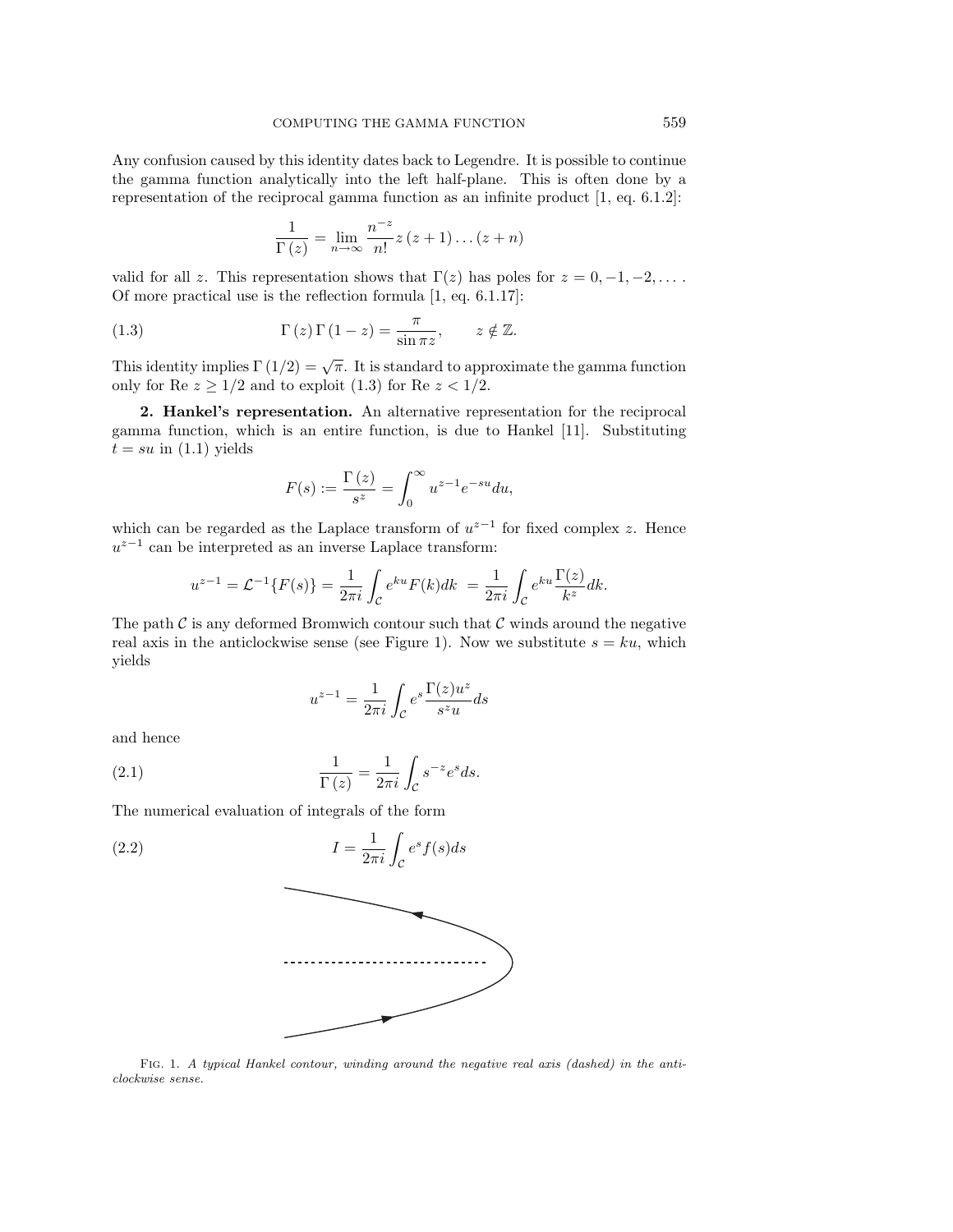Any confusion caused by this identity dates back to Legendre. It is possible to continue the gamma function analytically into the left half-plane. This is often done by a representation of the reciprocal gamma function as an infinite product [1, eq. 6.1.2]:

$$\frac{1}{\Gamma(z)} = \lim_{n\to\infty} \frac{n^{-z}}{n!} z(z+1)\ldots(z+n)$$

valid for all $z$. This representation shows that $\Gamma(z)$ has poles for $z = 0, -1, -2, \ldots$. Of more practical use is the reflection formula [1, eq. 6.1.17]:

$$\Gamma(z)\,\Gamma(1-z) = \frac{\pi}{\sin \pi z}, \qquad z \notin \mathbb{Z}. \tag{1.3}$$

This identity implies $\Gamma(1/2) = \sqrt{\pi}$. It is standard to approximate the gamma function only for $\operatorname{Re} z \geq 1/2$ and to exploit (1.3) for $\operatorname{Re} z < 1/2$.

**2. Hankel's representation.** An alternative representation for the reciprocal gamma function, which is an entire function, is due to Hankel [11]. Substituting $t = su$ in (1.1) yields

$$F(s) := \frac{\Gamma(z)}{s^z} = \int_0^\infty u^{z-1} e^{-su} du,$$

which can be regarded as the Laplace transform of $u^{z-1}$ for fixed complex $z$. Hence $u^{z-1}$ can be interpreted as an inverse Laplace transform:

$$u^{z-1} = \mathcal{L}^{-1}\{F(s)\} = \frac{1}{2\pi i}\int_{\mathcal{C}} e^{ku} F(k) dk \; = \frac{1}{2\pi i}\int_{\mathcal{C}} e^{ku}\frac{\Gamma(z)}{k^z} dk.$$

The path $\mathcal{C}$ is any deformed Bromwich contour such that $\mathcal{C}$ winds around the negative real axis in the anticlockwise sense (see Figure 1). Now we substitute $s = ku$, which yields

$$u^{z-1} = \frac{1}{2\pi i}\int_{\mathcal{C}} e^s \frac{\Gamma(z) u^z}{s^z u} ds$$

and hence

$$\frac{1}{\Gamma(z)} = \frac{1}{2\pi i}\int_{\mathcal{C}} s^{-z} e^s ds. \tag{2.1}$$

The numerical evaluation of integrals of the form

$$I = \frac{1}{2\pi i}\int_{\mathcal{C}} e^s f(s) ds \tag{2.2}$$

Fig. 1. *A typical Hankel contour, winding around the negative real axis (dashed) in the anticlockwise sense.*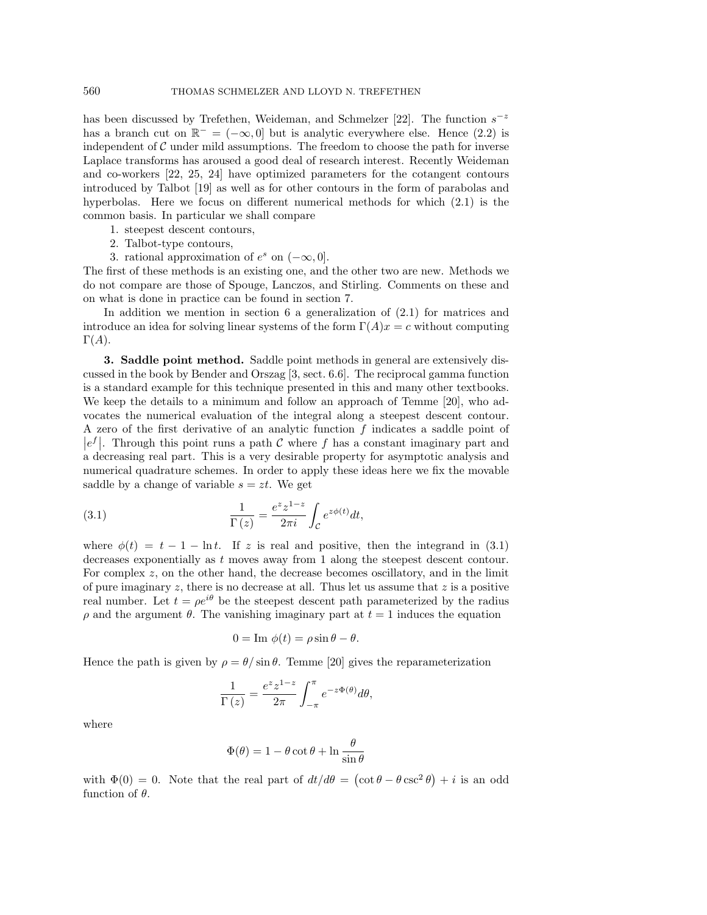has been discussed by Trefethen, Weideman, and Schmelzer [22]. The function $s^{-z}$ has a branch cut on $\mathbb{R}^- = (-\infty, 0]$ but is analytic everywhere else. Hence (2.2) is independent of $\mathcal{C}$ under mild assumptions. The freedom to choose the path for inverse Laplace transforms has aroused a good deal of research interest. Recently Weideman and co-workers [22, 25, 24] have optimized parameters for the cotangent contours introduced by Talbot [19] as well as for other contours in the form of parabolas and hyperbolas. Here we focus on different numerical methods for which (2.1) is the common basis. In particular we shall compare

1. steepest descent contours,
2. Talbot-type contours,
3. rational approximation of $e^s$ on $(-\infty, 0]$.

The first of these methods is an existing one, and the other two are new. Methods we do not compare are those of Spouge, Lanczos, and Stirling. Comments on these and on what is done in practice can be found in section 7.

In addition we mention in section 6 a generalization of (2.1) for matrices and introduce an idea for solving linear systems of the form $\Gamma(A)x = c$ without computing $\Gamma(A)$.

## 3. Saddle point method.

Saddle point methods in general are extensively discussed in the book by Bender and Orszag [3, sect. 6.6]. The reciprocal gamma function is a standard example for this technique presented in this and many other textbooks. We keep the details to a minimum and follow an approach of Temme [20], who advocates the numerical evaluation of the integral along a steepest descent contour. A zero of the first derivative of an analytic function $f$ indicates a saddle point of $|e^f|$. Through this point runs a path $\mathcal{C}$ where $f$ has a constant imaginary part and a decreasing real part. This is a very desirable property for asymptotic analysis and numerical quadrature schemes. In order to apply these ideas here we fix the movable saddle by a change of variable $s = zt$. We get

$$\frac{1}{\Gamma(z)} = \frac{e^z z^{1-z}}{2\pi i} \int_{\mathcal{C}} e^{z\phi(t)} dt, \tag{3.1}$$

where $\phi(t) = t - 1 - \ln t$. If $z$ is real and positive, then the integrand in (3.1) decreases exponentially as $t$ moves away from 1 along the steepest descent contour. For complex $z$, on the other hand, the decrease becomes oscillatory, and in the limit of pure imaginary $z$, there is no decrease at all. Thus let us assume that $z$ is a positive real number. Let $t = \rho e^{i\theta}$ be the steepest descent path parameterized by the radius $\rho$ and the argument $\theta$. The vanishing imaginary part at $t = 1$ induces the equation

$$0 = \operatorname{Im}\, \phi(t) = \rho \sin\theta - \theta.$$

Hence the path is given by $\rho = \theta / \sin\theta$. Temme [20] gives the reparameterization

$$\frac{1}{\Gamma(z)} = \frac{e^z z^{1-z}}{2\pi} \int_{-\pi}^{\pi} e^{-z\Phi(\theta)} d\theta,$$

where

$$\Phi(\theta) = 1 - \theta \cot\theta + \ln \frac{\theta}{\sin\theta}$$

with $\Phi(0) = 0$. Note that the real part of $dt/d\theta = \left(\cot\theta - \theta \csc^2\theta\right) + i$ is an odd function of $\theta$.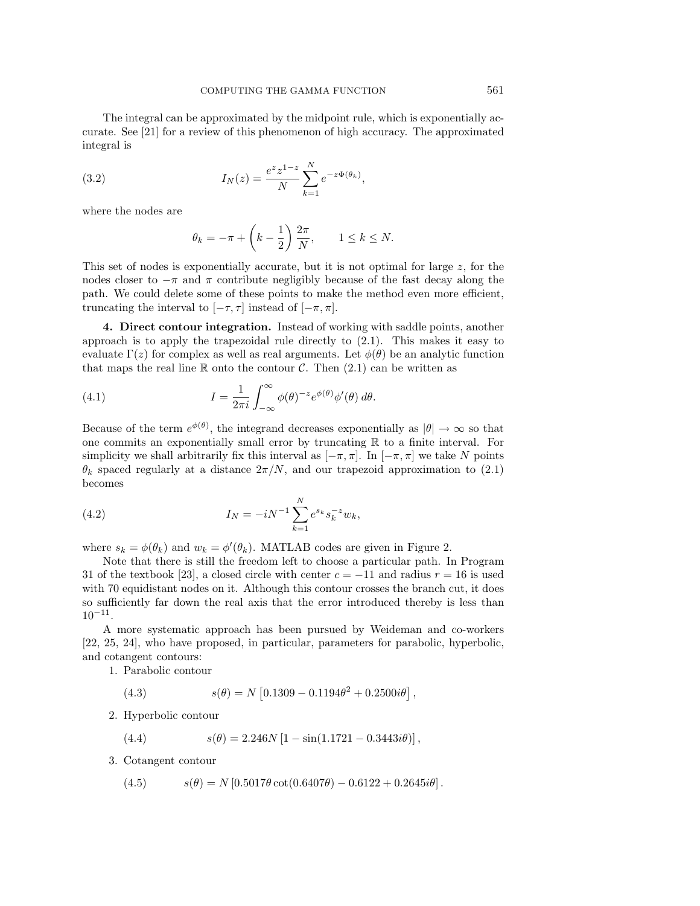The integral can be approximated by the midpoint rule, which is exponentially accurate. See [21] for a review of this phenomenon of high accuracy. The approximated integral is

$$I_N(z) = \frac{e^z z^{1-z}}{N} \sum_{k=1}^{N} e^{-z\Phi(\theta_k)}, \tag{3.2}$$

where the nodes are

$$\theta_k = -\pi + \left(k - \frac{1}{2}\right)\frac{2\pi}{N}, \qquad 1 \leq k \leq N.$$

This set of nodes is exponentially accurate, but it is not optimal for large $z$, for the nodes closer to $-\pi$ and $\pi$ contribute negligibly because of the fast decay along the path. We could delete some of these points to make the method even more efficient, truncating the interval to $[-\tau, \tau]$ instead of $[-\pi, \pi]$.

## 4. Direct contour integration.

Instead of working with saddle points, another approach is to apply the trapezoidal rule directly to (2.1). This makes it easy to evaluate $\Gamma(z)$ for complex as well as real arguments. Let $\phi(\theta)$ be an analytic function that maps the real line $\mathbb{R}$ onto the contour $\mathcal{C}$. Then (2.1) can be written as

$$I = \frac{1}{2\pi i} \int_{-\infty}^{\infty} \phi(\theta)^{-z} e^{\phi(\theta)} \phi'(\theta)\, d\theta. \tag{4.1}$$

Because of the term $e^{\phi(\theta)}$, the integrand decreases exponentially as $|\theta| \to \infty$ so that one commits an exponentially small error by truncating $\mathbb{R}$ to a finite interval. For simplicity we shall arbitrarily fix this interval as $[-\pi, \pi]$. In $[-\pi, \pi]$ we take $N$ points $\theta_k$ spaced regularly at a distance $2\pi/N$, and our trapezoid approximation to (2.1) becomes

$$I_N = -iN^{-1} \sum_{k=1}^{N} e^{s_k} s_k^{-z} w_k, \tag{4.2}$$

where $s_k = \phi(\theta_k)$ and $w_k = \phi'(\theta_k)$. MATLAB codes are given in Figure 2.

Note that there is still the freedom left to choose a particular path. In Program 31 of the textbook [23], a closed circle with center $c = -11$ and radius $r = 16$ is used with 70 equidistant nodes on it. Although this contour crosses the branch cut, it does so sufficiently far down the real axis that the error introduced thereby is less than $10^{-11}$.

A more systematic approach has been pursued by Weideman and co-workers [22, 25, 24], who have proposed, in particular, parameters for parabolic, hyperbolic, and cotangent contours:

1. Parabolic contour

$$s(\theta) = N\left[0.1309 - 0.1194\theta^2 + 0.2500i\theta\right], \tag{4.3}$$

2. Hyperbolic contour

$$s(\theta) = 2.246N\left[1 - \sin(1.1721 - 0.3443i\theta)\right], \tag{4.4}$$

3. Cotangent contour

$$s(\theta) = N\left[0.5017\theta\cot(0.6407\theta) - 0.6122 + 0.2645i\theta\right]. \tag{4.5}$$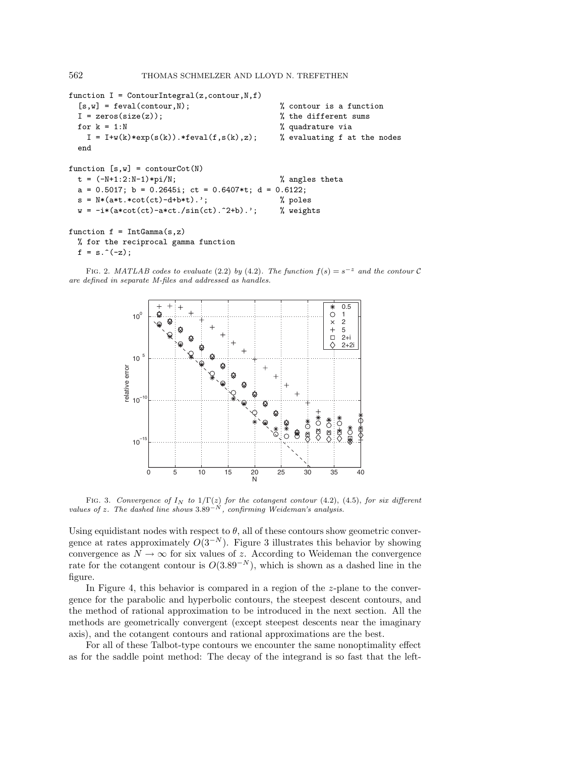```
function I = ContourIntegral(z,contour,N,f)
  [s,w] = feval(contour,N);                        % contour is a function
  I = zeros(size(z));                              % the different sums
  for k = 1:N                                      % quadrature via
    I = I+w(k)*exp(s(k)).*feval(f,s(k),z);        % evaluating f at the nodes
  end

function [s,w] = contourCot(N)
  t = (-N+1:2:N-1)*pi/N;                           % angles theta
  a = 0.5017; b = 0.2645i; ct = 0.6407*t; d = 0.6122;
  s = N*(a*t.*cot(ct)-d+b*t).';                    % poles
  w = -i*(a*cot(ct)-a*ct./sin(ct).^2+b).';        % weights

function f = IntGamma(s,z)
  % for the reciprocal gamma function
  f = s.^(-z);
```

FIG. 2. *MATLAB codes to evaluate* (2.2) *by* (4.2). *The function* $f(s) = s^{-z}$ *and the contour* $\mathcal{C}$ *are defined in separate M-files and addressed as handles.*

FIG. 3. *Convergence of* $I_N$ *to* $1/\Gamma(z)$ *for the cotangent contour* (4.2), (4.5), *for six different values of* $z$. *The dashed line shows* $3.89^{-N}$, *confirming Weideman's analysis.*

Using equidistant nodes with respect to $\theta$, all of these contours show geometric convergence at rates approximately $O(3^{-N})$. Figure 3 illustrates this behavior by showing convergence as $N \to \infty$ for six values of $z$. According to Weideman the convergence rate for the cotangent contour is $O(3.89^{-N})$, which is shown as a dashed line in the figure.

In Figure 4, this behavior is compared in a region of the $z$-plane to the convergence for the parabolic and hyperbolic contours, the steepest descent contours, and the method of rational approximation to be introduced in the next section. All the methods are geometrically convergent (except steepest descents near the imaginary axis), and the cotangent contours and rational approximations are the best.

For all of these Talbot-type contours we encounter the same nonoptimality effect as for the saddle point method: The decay of the integrand is so fast that the left-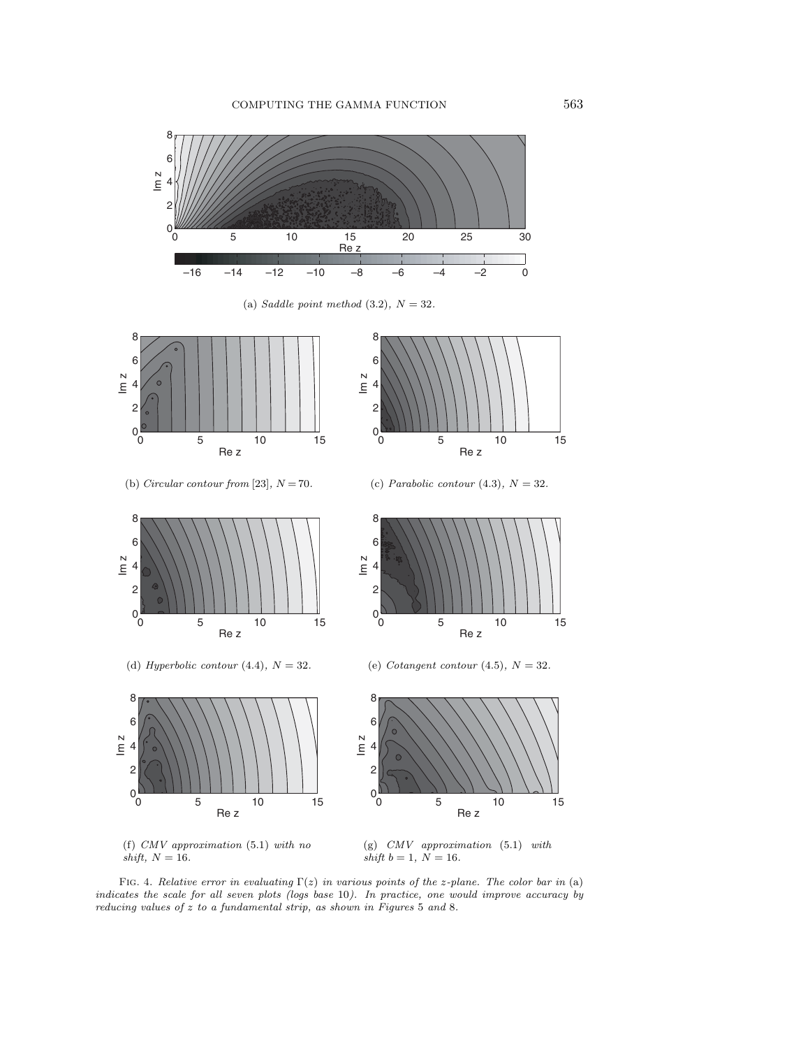(a) *Saddle point method* (3.2), $N = 32$.

(b) *Circular contour from* [23], $N = 70$.

(c) *Parabolic contour* (4.3), $N = 32$.

(d) *Hyperbolic contour* (4.4), $N = 32$.

(e) *Cotangent contour* (4.5), $N = 32$.

(f) *CMV approximation* (5.1) *with no shift*, $N = 16$.

(g) *CMV approximation* (5.1) *with shift* $b = 1$, $N = 16$.

Fig. 4. *Relative error in evaluating* $\Gamma(z)$ *in various points of the* $z$*-plane. The color bar in* (a) *indicates the scale for all seven plots (logs base* 10*). In practice, one would improve accuracy by reducing values of* $z$ *to a fundamental strip, as shown in Figures* 5 *and* 8.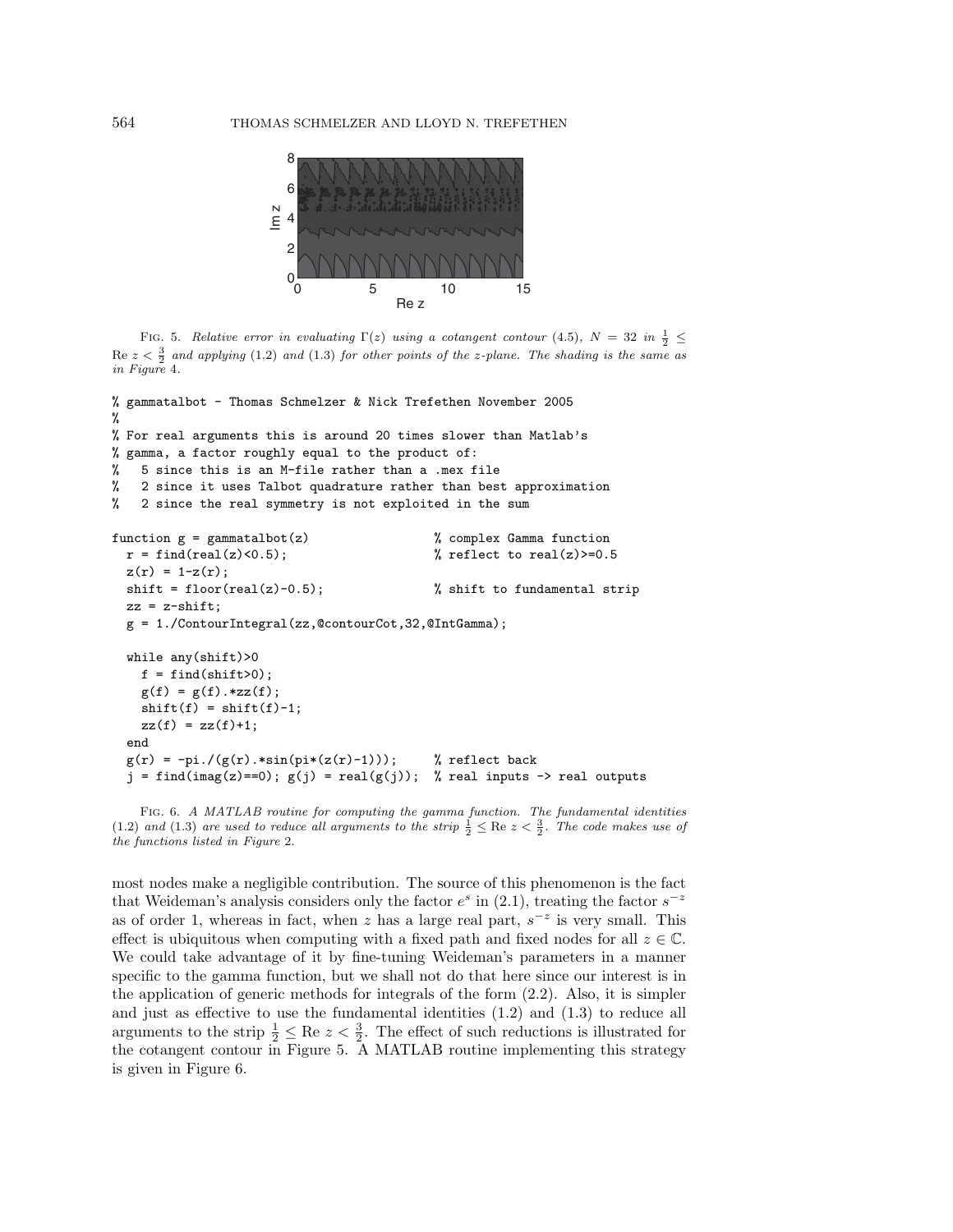FIG. 5. *Relative error in evaluating* $\Gamma(z)$ *using a cotangent contour* (4.5)*,* $N = 32$ *in* $\frac{1}{2} \leq \mathrm{Re}\, z < \frac{3}{2}$ *and applying* (1.2) *and* (1.3) *for other points of the* $z$*-plane. The shading is the same as in Figure* 4*.*

```
% gammatalbot - Thomas Schmelzer & Nick Trefethen November 2005
%
% For real arguments this is around 20 times slower than Matlab's
% gamma, a factor roughly equal to the product of:
%   5 since this is an M-file rather than a .mex file
%   2 since it uses Talbot quadrature rather than best approximation
%   2 since the real symmetry is not exploited in the sum

function g = gammatalbot(z)                  % complex Gamma function
  r = find(real(z)<0.5);                     % reflect to real(z)>=0.5
  z(r) = 1-z(r);
  shift = floor(real(z)-0.5);                % shift to fundamental strip
  zz = z-shift;
  g = 1./ContourIntegral(zz,@contourCot,32,@IntGamma);

  while any(shift)>0
    f = find(shift>0);
    g(f) = g(f).*zz(f);
    shift(f) = shift(f)-1;
    zz(f) = zz(f)+1;
  end
  g(r) = -pi./(g(r).*sin(pi*(z(r)-1)));      % reflect back
  j = find(imag(z)==0); g(j) = real(g(j));   % real inputs -> real outputs
```

FIG. 6. *A MATLAB routine for computing the gamma function. The fundamental identities* (1.2) *and* (1.3) *are used to reduce all arguments to the strip* $\frac{1}{2} \leq \mathrm{Re}\, z < \frac{3}{2}$*. The code makes use of the functions listed in Figure* 2*.*

most nodes make a negligible contribution. The source of this phenomenon is the fact that Weideman's analysis considers only the factor $e^s$ in (2.1), treating the factor $s^{-z}$ as of order 1, whereas in fact, when $z$ has a large real part, $s^{-z}$ is very small. This effect is ubiquitous when computing with a fixed path and fixed nodes for all $z \in \mathbb{C}$. We could take advantage of it by fine-tuning Weideman's parameters in a manner specific to the gamma function, but we shall not do that here since our interest is in the application of generic methods for integrals of the form (2.2). Also, it is simpler and just as effective to use the fundamental identities (1.2) and (1.3) to reduce all arguments to the strip $\frac{1}{2} \leq \mathrm{Re}\, z < \frac{3}{2}$. The effect of such reductions is illustrated for the cotangent contour in Figure 5. A MATLAB routine implementing this strategy is given in Figure 6.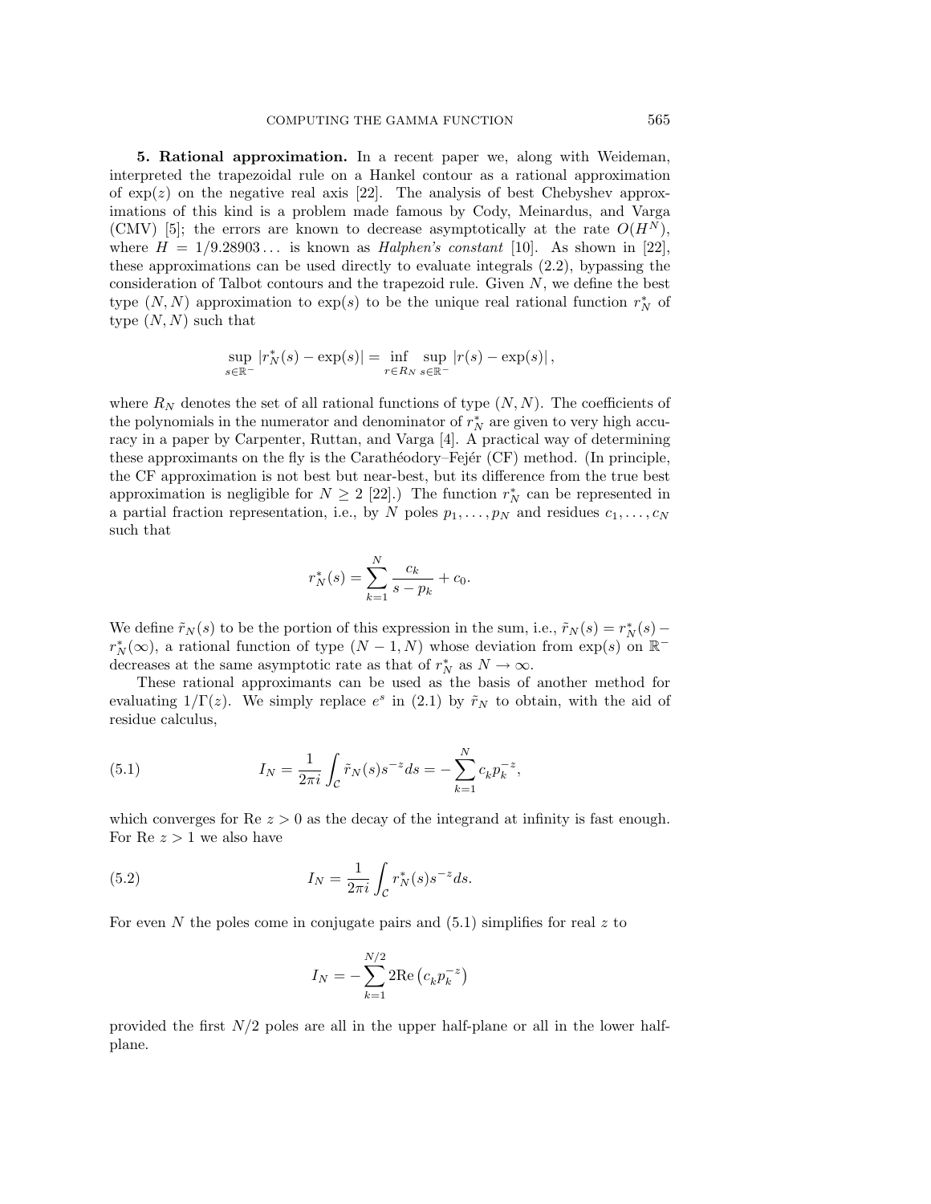**5. Rational approximation.** In a recent paper we, along with Weideman, interpreted the trapezoidal rule on a Hankel contour as a rational approximation of $\exp(z)$ on the negative real axis [22]. The analysis of best Chebyshev approximations of this kind is a problem made famous by Cody, Meinardus, and Varga (CMV) [5]; the errors are known to decrease asymptotically at the rate $O(H^N)$, where $H = 1/9.28903\ldots$ is known as *Halphen's constant* [10]. As shown in [22], these approximations can be used directly to evaluate integrals (2.2), bypassing the consideration of Talbot contours and the trapezoid rule. Given $N$, we define the best type $(N, N)$ approximation to $\exp(s)$ to be the unique real rational function $r_N^*$ of type $(N, N)$ such that

$$\sup_{s\in\mathbb{R}^-} |r_N^*(s) - \exp(s)| = \inf_{r\in R_N} \sup_{s\in\mathbb{R}^-} |r(s) - \exp(s)|,$$

where $R_N$ denotes the set of all rational functions of type $(N, N)$. The coefficients of the polynomials in the numerator and denominator of $r_N^*$ are given to very high accuracy in a paper by Carpenter, Ruttan, and Varga [4]. A practical way of determining these approximants on the fly is the Carathéodory–Fejér (CF) method. (In principle, the CF approximation is not best but near-best, but its difference from the true best approximation is negligible for $N \geq 2$ [22].) The function $r_N^*$ can be represented in a partial fraction representation, i.e., by $N$ poles $p_1, \ldots, p_N$ and residues $c_1, \ldots, c_N$ such that

$$r_N^*(s) = \sum_{k=1}^{N} \frac{c_k}{s - p_k} + c_0.$$

We define $\tilde{r}_N(s)$ to be the portion of this expression in the sum, i.e., $\tilde{r}_N(s) = r_N^*(s) - r_N^*(\infty)$, a rational function of type $(N-1, N)$ whose deviation from $\exp(s)$ on $\mathbb{R}^-$ decreases at the same asymptotic rate as that of $r_N^*$ as $N \to \infty$.

These rational approximants can be used as the basis of another method for evaluating $1/\Gamma(z)$. We simply replace $e^s$ in (2.1) by $\tilde{r}_N$ to obtain, with the aid of residue calculus,

$$I_N = \frac{1}{2\pi i} \int_{\mathcal{C}} \tilde{r}_N(s) s^{-z} ds = -\sum_{k=1}^{N} c_k p_k^{-z}, \tag{5.1}$$

which converges for $\operatorname{Re} z > 0$ as the decay of the integrand at infinity is fast enough. For $\operatorname{Re} z > 1$ we also have

$$I_N = \frac{1}{2\pi i} \int_{\mathcal{C}} r_N^*(s) s^{-z} ds. \tag{5.2}$$

For even $N$ the poles come in conjugate pairs and (5.1) simplifies for real $z$ to

$$I_N = -\sum_{k=1}^{N/2} 2\operatorname{Re}\left(c_k p_k^{-z}\right)$$

provided the first $N/2$ poles are all in the upper half-plane or all in the lower half-plane.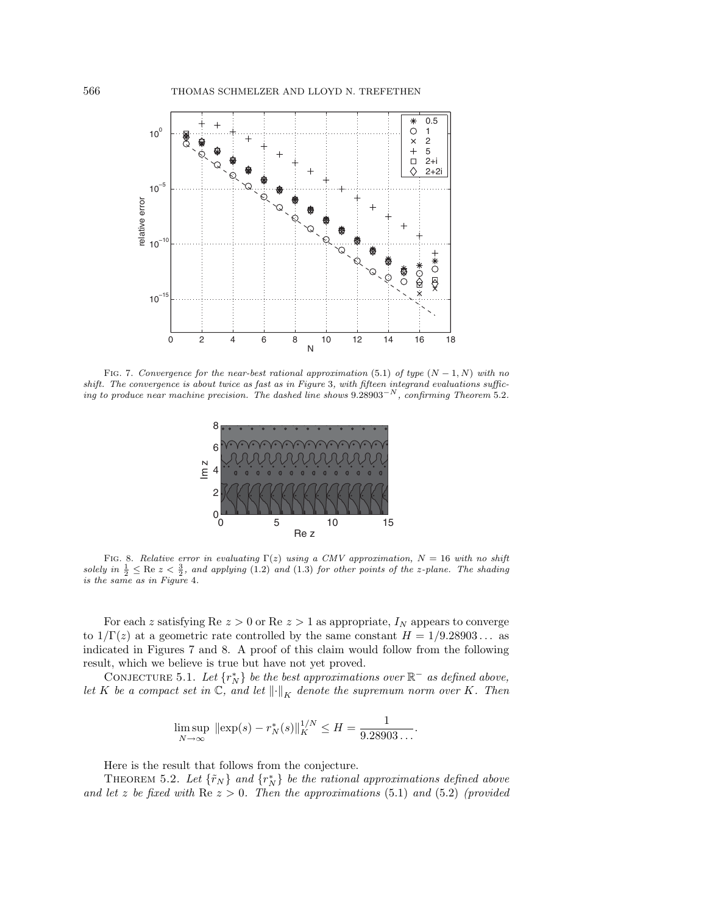FIG. 7. *Convergence for the near-best rational approximation* (5.1) *of type* $(N-1,N)$ *with no shift. The convergence is about twice as fast as in Figure* 3*, with fifteen integrand evaluations sufficing to produce near machine precision. The dashed line shows* $9.28903^{-N}$*, confirming Theorem* 5.2*.*

FIG. 8. *Relative error in evaluating* $\Gamma(z)$ *using a CMV approximation,* $N = 16$ *with no shift solely in* $\frac{1}{2} \le \text{Re } z < \frac{3}{2}$*, and applying* (1.2) *and* (1.3) *for other points of the z-plane. The shading is the same as in Figure* 4*.*

For each $z$ satisfying Re $z > 0$ or Re $z > 1$ as appropriate, $I_N$ appears to converge to $1/\Gamma(z)$ at a geometric rate controlled by the same constant $H = 1/9.28903\ldots$ as indicated in Figures 7 and 8. A proof of this claim would follow from the following result, which we believe is true but have not yet proved.

CONJECTURE 5.1. *Let* $\{r_N^*\}$ *be the best approximations over* $\mathbb{R}^-$ *as defined above, let* $K$ *be a compact set in* $\mathbb{C}$*, and let* $\|\cdot\|_K$ *denote the supremum norm over* $K$*. Then*

$$\limsup_{N\to\infty} \|\exp(s) - r_N^*(s)\|_K^{1/N} \le H = \frac{1}{9.28903\ldots}.$$

Here is the result that follows from the conjecture.

THEOREM 5.2. *Let* $\{\tilde{r}_N\}$ *and* $\{r_N^*\}$ *be the rational approximations defined above and let* $z$ *be fixed with* Re $z > 0$*. Then the approximations* (5.1) *and* (5.2) *(provided*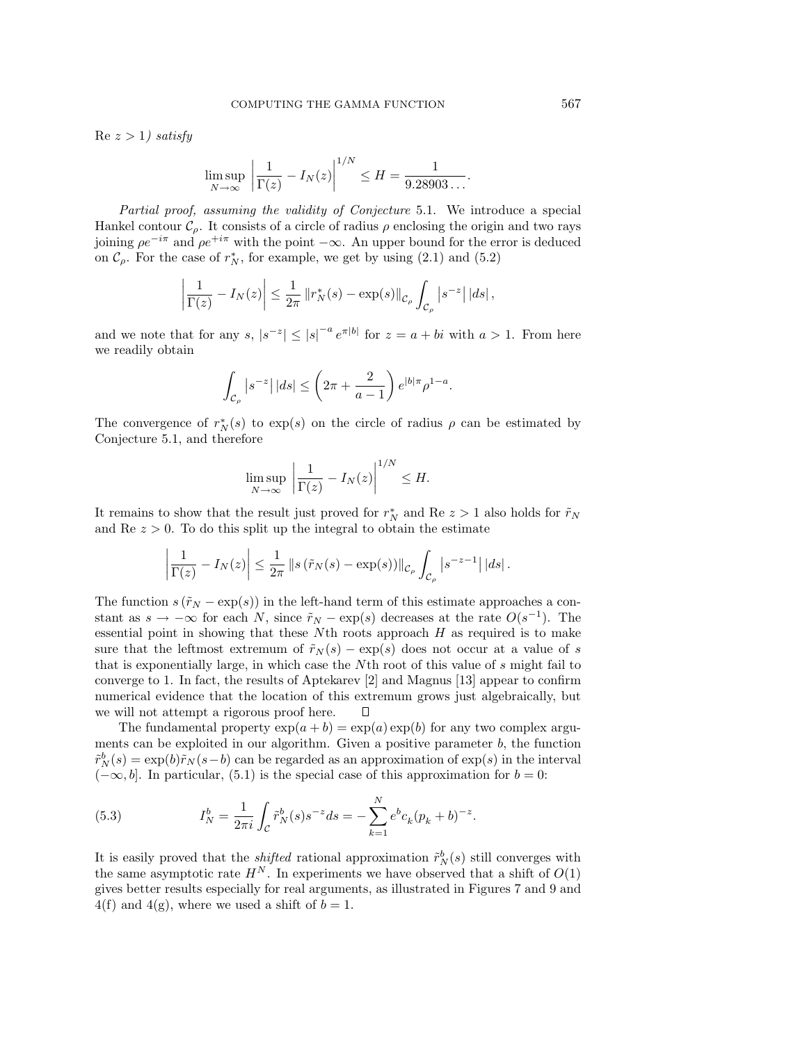Re $z > 1$) *satisfy*

$$\limsup_{N\to\infty} \left| \frac{1}{\Gamma(z)} - I_N(z) \right|^{1/N} \leq H = \frac{1}{9.28903\ldots}.$$

*Partial proof, assuming the validity of Conjecture* 5.1. We introduce a special Hankel contour $\mathcal{C}_\rho$. It consists of a circle of radius $\rho$ enclosing the origin and two rays joining $\rho e^{-i\pi}$ and $\rho e^{+i\pi}$ with the point $-\infty$. An upper bound for the error is deduced on $\mathcal{C}_\rho$. For the case of $r_N^*$, for example, we get by using (2.1) and (5.2)

$$\left| \frac{1}{\Gamma(z)} - I_N(z) \right| \leq \frac{1}{2\pi} \left\| r_N^*(s) - \exp(s) \right\|_{\mathcal{C}_\rho} \int_{\mathcal{C}_\rho} \left| s^{-z} \right| |ds|,$$

and we note that for any $s$, $|s^{-z}| \leq |s|^{-a} e^{\pi|b|}$ for $z = a + bi$ with $a > 1$. From here we readily obtain

$$\int_{\mathcal{C}_\rho} \left| s^{-z} \right| |ds| \leq \left( 2\pi + \frac{2}{a-1} \right) e^{|b|\pi} \rho^{1-a}.$$

The convergence of $r_N^*(s)$ to $\exp(s)$ on the circle of radius $\rho$ can be estimated by Conjecture 5.1, and therefore

$$\limsup_{N\to\infty} \left| \frac{1}{\Gamma(z)} - I_N(z) \right|^{1/N} \leq H.$$

It remains to show that the result just proved for $r_N^*$ and Re $z > 1$ also holds for $\tilde{r}_N$ and Re $z > 0$. To do this split up the integral to obtain the estimate

$$\left| \frac{1}{\Gamma(z)} - I_N(z) \right| \leq \frac{1}{2\pi} \left\| s \left( \tilde{r}_N(s) - \exp(s) \right) \right\|_{\mathcal{C}_\rho} \int_{\mathcal{C}_\rho} \left| s^{-z-1} \right| |ds|.$$

The function $s\left(\tilde{r}_N - \exp(s)\right)$ in the left-hand term of this estimate approaches a constant as $s \to -\infty$ for each $N$, since $\tilde{r}_N - \exp(s)$ decreases at the rate $O(s^{-1})$. The essential point in showing that these $N$th roots approach $H$ as required is to make sure that the leftmost extremum of $\tilde{r}_N(s) - \exp(s)$ does not occur at a value of $s$ that is exponentially large, in which case the $N$th root of this value of $s$ might fail to converge to 1. In fact, the results of Aptekarev [2] and Magnus [13] appear to confirm numerical evidence that the location of this extremum grows just algebraically, but we will not attempt a rigorous proof here. $\square$

The fundamental property $\exp(a + b) = \exp(a)\exp(b)$ for any two complex arguments can be exploited in our algorithm. Given a positive parameter $b$, the function $\tilde{r}_N^b(s) = \exp(b)\tilde{r}_N(s-b)$ can be regarded as an approximation of $\exp(s)$ in the interval $(-\infty, b]$. In particular, (5.1) is the special case of this approximation for $b = 0$:

$$I_N^b = \frac{1}{2\pi i} \int_{\mathcal{C}} \tilde{r}_N^b(s) s^{-z} ds = -\sum_{k=1}^{N} e^b c_k (p_k + b)^{-z}. \tag{5.3}$$

It is easily proved that the *shifted* rational approximation $\tilde{r}_N^b(s)$ still converges with the same asymptotic rate $H^N$. In experiments we have observed that a shift of $O(1)$ gives better results especially for real arguments, as illustrated in Figures 7 and 9 and 4(f) and 4(g), where we used a shift of $b = 1$.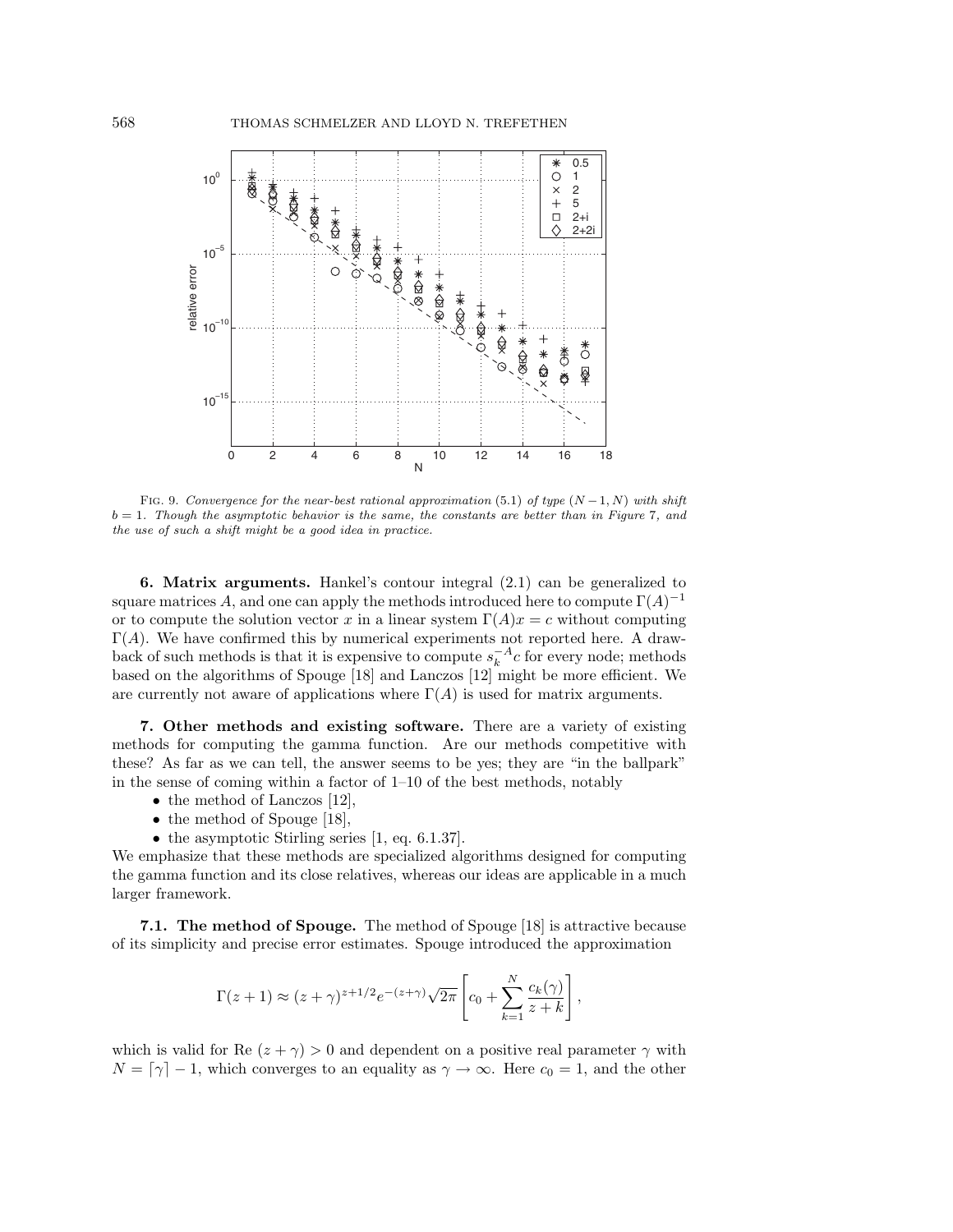FIG. 9. *Convergence for the near-best rational approximation* (5.1) *of type* $(N-1, N)$ *with shift* $b = 1$. *Though the asymptotic behavior is the same, the constants are better than in Figure* 7, *and the use of such a shift might be a good idea in practice.*

**6. Matrix arguments.** Hankel's contour integral (2.1) can be generalized to square matrices $A$, and one can apply the methods introduced here to compute $\Gamma(A)^{-1}$ or to compute the solution vector $x$ in a linear system $\Gamma(A)x = c$ without computing $\Gamma(A)$. We have confirmed this by numerical experiments not reported here. A drawback of such methods is that it is expensive to compute $s_k^{-A}c$ for every node; methods based on the algorithms of Spouge [18] and Lanczos [12] might be more efficient. We are currently not aware of applications where $\Gamma(A)$ is used for matrix arguments.

**7. Other methods and existing software.** There are a variety of existing methods for computing the gamma function. Are our methods competitive with these? As far as we can tell, the answer seems to be yes; they are "in the ballpark" in the sense of coming within a factor of 1–10 of the best methods, notably

- the method of Lanczos [12],
- the method of Spouge [18],
- the asymptotic Stirling series [1, eq. 6.1.37].

We emphasize that these methods are specialized algorithms designed for computing the gamma function and its close relatives, whereas our ideas are applicable in a much larger framework.

**7.1. The method of Spouge.** The method of Spouge [18] is attractive because of its simplicity and precise error estimates. Spouge introduced the approximation

$$\Gamma(z+1) \approx (z+\gamma)^{z+1/2} e^{-(z+\gamma)} \sqrt{2\pi} \left[ c_0 + \sum_{k=1}^{N} \frac{c_k(\gamma)}{z+k} \right],$$

which is valid for $\text{Re}\,(z+\gamma) > 0$ and dependent on a positive real parameter $\gamma$ with $N = \lceil \gamma \rceil - 1$, which converges to an equality as $\gamma \to \infty$. Here $c_0 = 1$, and the other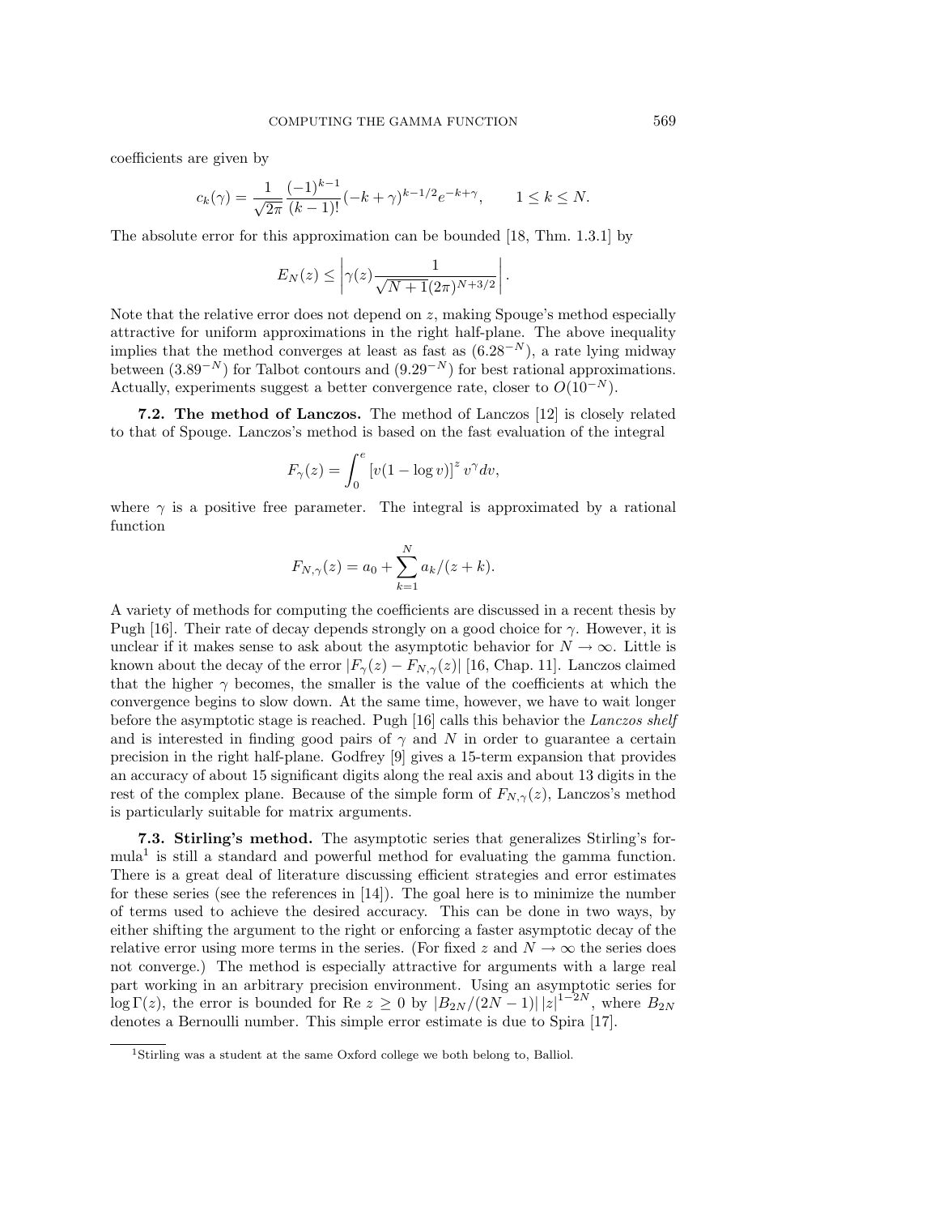coefficients are given by

$$c_k(\gamma) = \frac{1}{\sqrt{2\pi}} \frac{(-1)^{k-1}}{(k-1)!} (-k+\gamma)^{k-1/2} e^{-k+\gamma}, \qquad 1 \le k \le N.$$

The absolute error for this approximation can be bounded [18, Thm. 1.3.1] by

$$E_N(z) \le \left| \gamma(z) \frac{1}{\sqrt{N+1}(2\pi)^{N+3/2}} \right|.$$

Note that the relative error does not depend on $z$, making Spouge's method especially attractive for uniform approximations in the right half-plane. The above inequality implies that the method converges at least as fast as $(6.28^{-N})$, a rate lying midway between $(3.89^{-N})$ for Talbot contours and $(9.29^{-N})$ for best rational approximations. Actually, experiments suggest a better convergence rate, closer to $O(10^{-N})$.

**7.2. The method of Lanczos.** The method of Lanczos [12] is closely related to that of Spouge. Lanczos's method is based on the fast evaluation of the integral

$$F_\gamma(z) = \int_0^e \left[ v(1-\log v) \right]^z v^\gamma dv,$$

where $\gamma$ is a positive free parameter. The integral is approximated by a rational function

$$F_{N,\gamma}(z) = a_0 + \sum_{k=1}^{N} a_k/(z+k).$$

A variety of methods for computing the coefficients are discussed in a recent thesis by Pugh [16]. Their rate of decay depends strongly on a good choice for $\gamma$. However, it is unclear if it makes sense to ask about the asymptotic behavior for $N \to \infty$. Little is known about the decay of the error $|F_\gamma(z) - F_{N,\gamma}(z)|$ [16, Chap. 11]. Lanczos claimed that the higher $\gamma$ becomes, the smaller is the value of the coefficients at which the convergence begins to slow down. At the same time, however, we have to wait longer before the asymptotic stage is reached. Pugh [16] calls this behavior the *Lanczos shelf* and is interested in finding good pairs of $\gamma$ and $N$ in order to guarantee a certain precision in the right half-plane. Godfrey [9] gives a 15-term expansion that provides an accuracy of about 15 significant digits along the real axis and about 13 digits in the rest of the complex plane. Because of the simple form of $F_{N,\gamma}(z)$, Lanczos's method is particularly suitable for matrix arguments.

**7.3. Stirling's method.** The asymptotic series that generalizes Stirling's formula[1] is still a standard and powerful method for evaluating the gamma function. There is a great deal of literature discussing efficient strategies and error estimates for these series (see the references in [14]). The goal here is to minimize the number of terms used to achieve the desired accuracy. This can be done in two ways, by either shifting the argument to the right or enforcing a faster asymptotic decay of the relative error using more terms in the series. (For fixed $z$ and $N \to \infty$ the series does not converge.) The method is especially attractive for arguments with a large real part working in an arbitrary precision environment. Using an asymptotic series for $\log \Gamma(z)$, the error is bounded for $\text{Re } z \ge 0$ by $|B_{2N}/(2N-1)| \, |z|^{1-2N}$, where $B_{2N}$ denotes a Bernoulli number. This simple error estimate is due to Spira [17].

[1] Stirling was a student at the same Oxford college we both belong to, Balliol.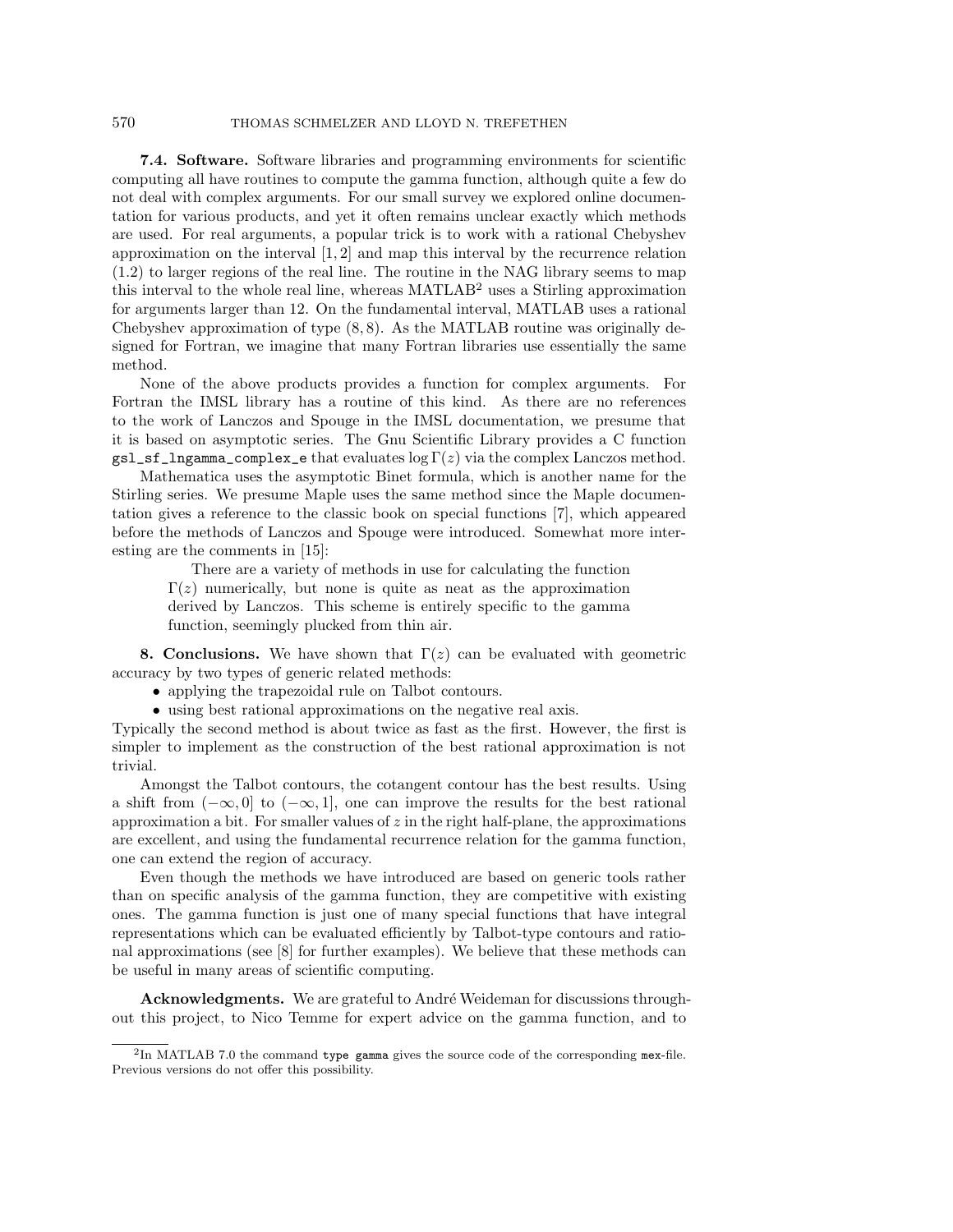**7.4. Software.** Software libraries and programming environments for scientific computing all have routines to compute the gamma function, although quite a few do not deal with complex arguments. For our small survey we explored online documentation for various products, and yet it often remains unclear exactly which methods are used. For real arguments, a popular trick is to work with a rational Chebyshev approximation on the interval $[1, 2]$ and map this interval by the recurrence relation (1.2) to larger regions of the real line. The routine in the NAG library seems to map this interval to the whole real line, whereas MATLAB[2] uses a Stirling approximation for arguments larger than 12. On the fundamental interval, MATLAB uses a rational Chebyshev approximation of type $(8, 8)$. As the MATLAB routine was originally designed for Fortran, we imagine that many Fortran libraries use essentially the same method.

None of the above products provides a function for complex arguments. For Fortran the IMSL library has a routine of this kind. As there are no references to the work of Lanczos and Spouge in the IMSL documentation, we presume that it is based on asymptotic series. The Gnu Scientific Library provides a C function `gsl_sf_lngamma_complex_e` that evaluates $\log \Gamma(z)$ via the complex Lanczos method.

Mathematica uses the asymptotic Binet formula, which is another name for the Stirling series. We presume Maple uses the same method since the Maple documentation gives a reference to the classic book on special functions [7], which appeared before the methods of Lanczos and Spouge were introduced. Somewhat more interesting are the comments in [15]:

> There are a variety of methods in use for calculating the function $\Gamma(z)$ numerically, but none is quite as neat as the approximation derived by Lanczos. This scheme is entirely specific to the gamma function, seemingly plucked from thin air.

**8. Conclusions.** We have shown that $\Gamma(z)$ can be evaluated with geometric accuracy by two types of generic related methods:

- applying the trapezoidal rule on Talbot contours.
- using best rational approximations on the negative real axis.

Typically the second method is about twice as fast as the first. However, the first is simpler to implement as the construction of the best rational approximation is not trivial.

Amongst the Talbot contours, the cotangent contour has the best results. Using a shift from $(-\infty, 0]$ to $(-\infty, 1]$, one can improve the results for the best rational approximation a bit. For smaller values of $z$ in the right half-plane, the approximations are excellent, and using the fundamental recurrence relation for the gamma function, one can extend the region of accuracy.

Even though the methods we have introduced are based on generic tools rather than on specific analysis of the gamma function, they are competitive with existing ones. The gamma function is just one of many special functions that have integral representations which can be evaluated efficiently by Talbot-type contours and rational approximations (see [8] for further examples). We believe that these methods can be useful in many areas of scientific computing.

**Acknowledgments.** We are grateful to André Weideman for discussions throughout this project, to Nico Temme for expert advice on the gamma function, and to

[2] In MATLAB 7.0 the command `type gamma` gives the source code of the corresponding `mex`-file. Previous versions do not offer this possibility.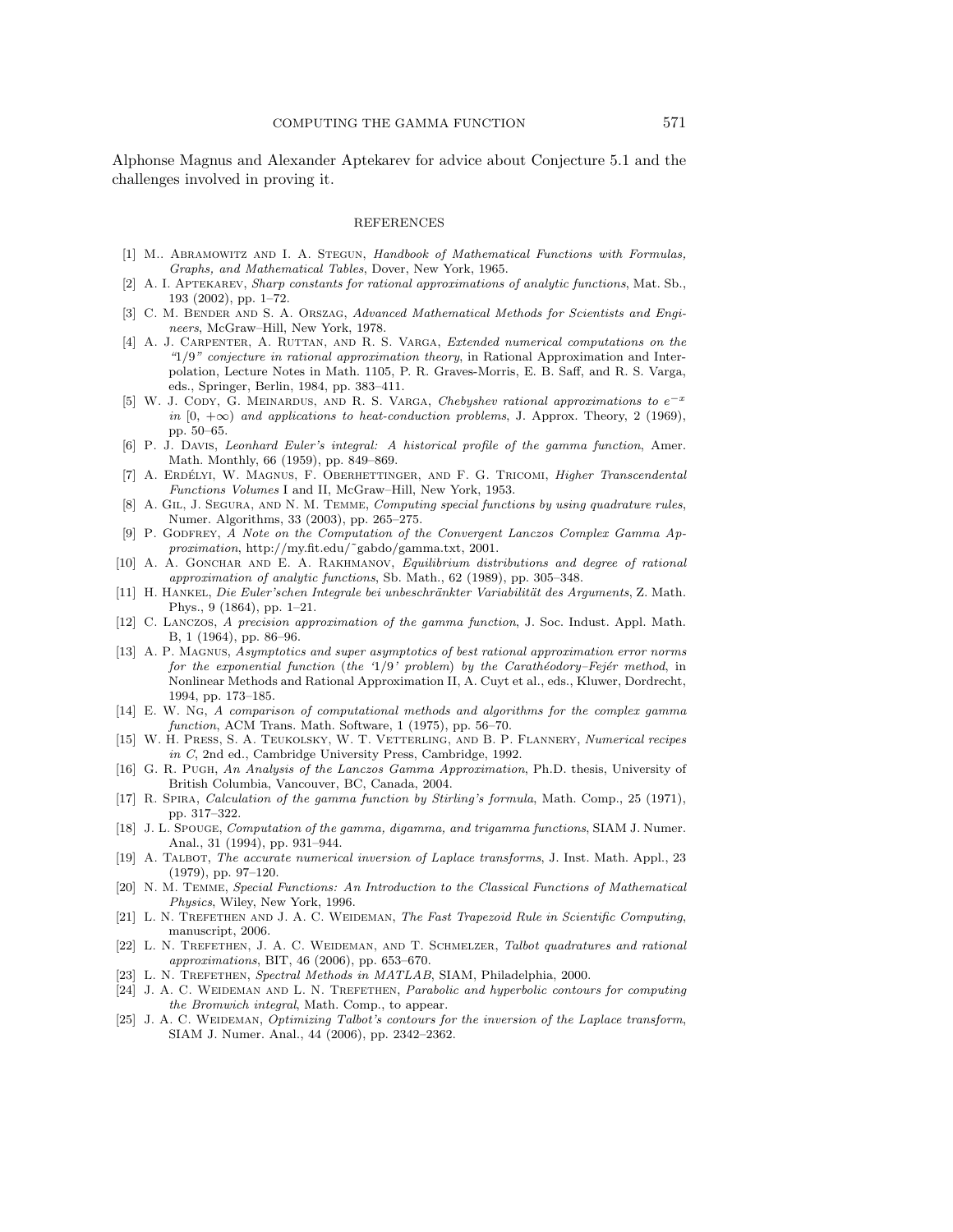Alphonse Magnus and Alexander Aptekarev for advice about Conjecture 5.1 and the challenges involved in proving it.

## REFERENCES

[1] M.. Abramowitz and I. A. Stegun, *Handbook of Mathematical Functions with Formulas, Graphs, and Mathematical Tables*, Dover, New York, 1965.

[2] A. I. Aptekarev, *Sharp constants for rational approximations of analytic functions*, Mat. Sb., 193 (2002), pp. 1–72.

[3] C. M. Bender and S. A. Orszag, *Advanced Mathematical Methods for Scientists and Engineers*, McGraw–Hill, New York, 1978.

[4] A. J. Carpenter, A. Ruttan, and R. S. Varga, *Extended numerical computations on the "1/9" conjecture in rational approximation theory*, in Rational Approximation and Interpolation, Lecture Notes in Math. 1105, P. R. Graves-Morris, E. B. Saff, and R. S. Varga, eds., Springer, Berlin, 1984, pp. 383–411.

[5] W. J. Cody, G. Meinardus, and R. S. Varga, *Chebyshev rational approximations to $e^{-x}$ in $[0, +\infty)$ and applications to heat-conduction problems*, J. Approx. Theory, 2 (1969), pp. 50–65.

[6] P. J. Davis, *Leonhard Euler's integral: A historical profile of the gamma function*, Amer. Math. Monthly, 66 (1959), pp. 849–869.

[7] A. Erdélyi, W. Magnus, F. Oberhettinger, and F. G. Tricomi, *Higher Transcendental Functions Volumes* I and II, McGraw–Hill, New York, 1953.

[8] A. Gil, J. Segura, and N. M. Temme, *Computing special functions by using quadrature rules*, Numer. Algorithms, 33 (2003), pp. 265–275.

[9] P. Godfrey, *A Note on the Computation of the Convergent Lanczos Complex Gamma Approximation*, http://my.fit.edu/~gabdo/gamma.txt, 2001.

[10] A. A. Gonchar and E. A. Rakhmanov, *Equilibrium distributions and degree of rational approximation of analytic functions*, Sb. Math., 62 (1989), pp. 305–348.

[11] H. Hankel, *Die Euler'schen Integrale bei unbeschränkter Variabilität des Arguments*, Z. Math. Phys., 9 (1864), pp. 1–21.

[12] C. Lanczos, *A precision approximation of the gamma function*, J. Soc. Indust. Appl. Math. B, 1 (1964), pp. 86–96.

[13] A. P. Magnus, *Asymptotics and super asymptotics of best rational approximation error norms for the exponential function (the '1/9' problem) by the Carathéodory–Fejér method*, in Nonlinear Methods and Rational Approximation II, A. Cuyt et al., eds., Kluwer, Dordrecht, 1994, pp. 173–185.

[14] E. W. Ng, *A comparison of computational methods and algorithms for the complex gamma function*, ACM Trans. Math. Software, 1 (1975), pp. 56–70.

[15] W. H. Press, S. A. Teukolsky, W. T. Vetterling, and B. P. Flannery, *Numerical recipes in C*, 2nd ed., Cambridge University Press, Cambridge, 1992.

[16] G. R. Pugh, *An Analysis of the Lanczos Gamma Approximation*, Ph.D. thesis, University of British Columbia, Vancouver, BC, Canada, 2004.

[17] R. Spira, *Calculation of the gamma function by Stirling's formula*, Math. Comp., 25 (1971), pp. 317–322.

[18] J. L. Spouge, *Computation of the gamma, digamma, and trigamma functions*, SIAM J. Numer. Anal., 31 (1994), pp. 931–944.

[19] A. Talbot, *The accurate numerical inversion of Laplace transforms*, J. Inst. Math. Appl., 23 (1979), pp. 97–120.

[20] N. M. Temme, *Special Functions: An Introduction to the Classical Functions of Mathematical Physics*, Wiley, New York, 1996.

[21] L. N. Trefethen and J. A. C. Weideman, *The Fast Trapezoid Rule in Scientific Computing*, manuscript, 2006.

[22] L. N. Trefethen, J. A. C. Weideman, and T. Schmelzer, *Talbot quadratures and rational approximations*, BIT, 46 (2006), pp. 653–670.

[23] L. N. Trefethen, *Spectral Methods in MATLAB*, SIAM, Philadelphia, 2000.

[24] J. A. C. Weideman and L. N. Trefethen, *Parabolic and hyperbolic contours for computing the Bromwich integral*, Math. Comp., to appear.

[25] J. A. C. Weideman, *Optimizing Talbot's contours for the inversion of the Laplace transform*, SIAM J. Numer. Anal., 44 (2006), pp. 2342–2362.